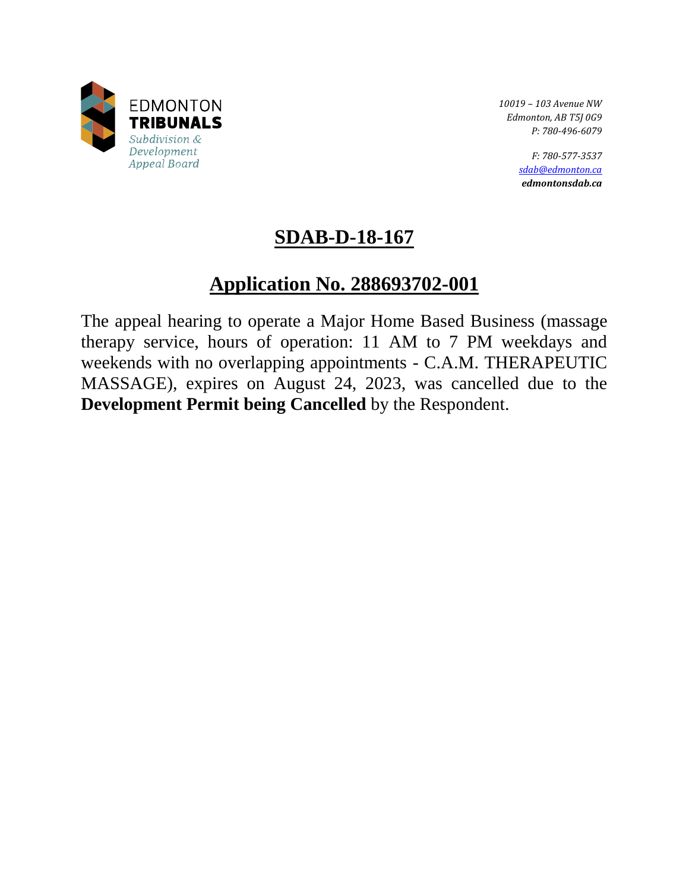EDMONTON
**TRIBUNALS**
*Subdivision & Development Appeal Board*

*10019 – 103 Avenue NW*
*Edmonton, AB T5J 0G9*
*P: 780-496-6079*

*F: 780-577-3537*
*sdab@edmonton.ca*
***edmontonsdab.ca***

# SDAB-D-18-167

## Application No. 288693702-001

The appeal hearing to operate a Major Home Based Business (massage therapy service, hours of operation: 11 AM to 7 PM weekdays and weekends with no overlapping appointments - C.A.M. THERAPEUTIC MASSAGE), expires on August 24, 2023, was cancelled due to the **Development Permit being Cancelled** by the Respondent.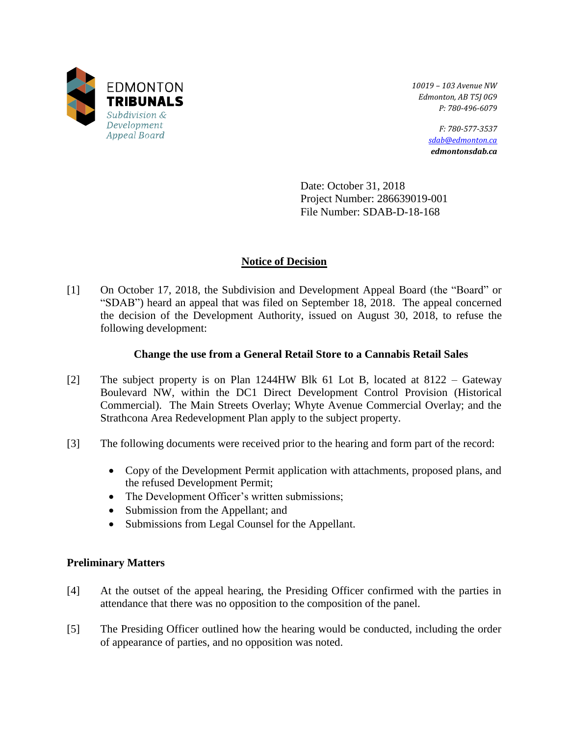EDMONTON
**TRIBUNALS**
*Subdivision & Development Appeal Board*

*10019 – 103 Avenue NW*
*Edmonton, AB T5J 0G9*
*P: 780-496-6079*

*F: 780-577-3537*
*sdab@edmonton.ca*
***edmontonsdab.ca***

Date: October 31, 2018
Project Number: 286639019-001
File Number: SDAB-D-18-168

## Notice of Decision

[1] On October 17, 2018, the Subdivision and Development Appeal Board (the "Board" or "SDAB") heard an appeal that was filed on September 18, 2018. The appeal concerned the decision of the Development Authority, issued on August 30, 2018, to refuse the following development:

**Change the use from a General Retail Store to a Cannabis Retail Sales**

[2] The subject property is on Plan 1244HW Blk 61 Lot B, located at 8122 – Gateway Boulevard NW, within the DC1 Direct Development Control Provision (Historical Commercial). The Main Streets Overlay; Whyte Avenue Commercial Overlay; and the Strathcona Area Redevelopment Plan apply to the subject property.

[3] The following documents were received prior to the hearing and form part of the record:

- Copy of the Development Permit application with attachments, proposed plans, and the refused Development Permit;
- The Development Officer's written submissions;
- Submission from the Appellant; and
- Submissions from Legal Counsel for the Appellant.

### Preliminary Matters

[4] At the outset of the appeal hearing, the Presiding Officer confirmed with the parties in attendance that there was no opposition to the composition of the panel.

[5] The Presiding Officer outlined how the hearing would be conducted, including the order of appearance of parties, and no opposition was noted.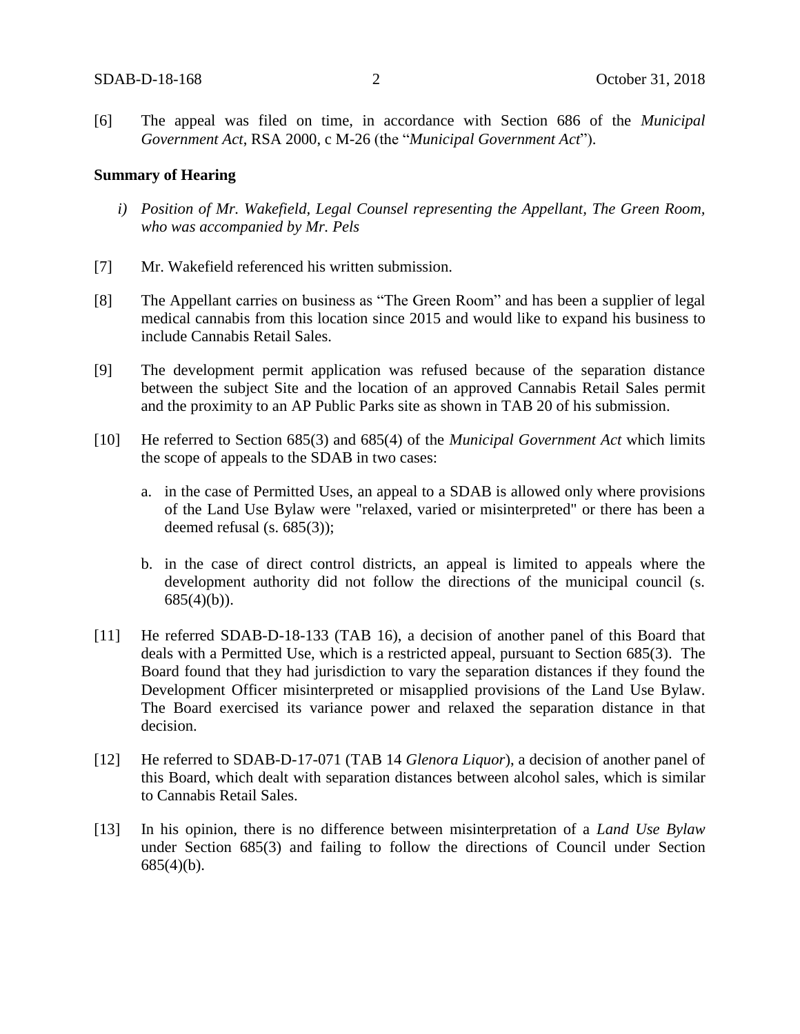[6] The appeal was filed on time, in accordance with Section 686 of the *Municipal Government Act*, RSA 2000, c M-26 (the "*Municipal Government Act*").

**Summary of Hearing**

*i) Position of Mr. Wakefield, Legal Counsel representing the Appellant, The Green Room, who was accompanied by Mr. Pels*

[7] Mr. Wakefield referenced his written submission.

[8] The Appellant carries on business as "The Green Room" and has been a supplier of legal medical cannabis from this location since 2015 and would like to expand his business to include Cannabis Retail Sales.

[9] The development permit application was refused because of the separation distance between the subject Site and the location of an approved Cannabis Retail Sales permit and the proximity to an AP Public Parks site as shown in TAB 20 of his submission.

[10] He referred to Section 685(3) and 685(4) of the *Municipal Government Act* which limits the scope of appeals to the SDAB in two cases:

a. in the case of Permitted Uses, an appeal to a SDAB is allowed only where provisions of the Land Use Bylaw were "relaxed, varied or misinterpreted" or there has been a deemed refusal (s. 685(3));

b. in the case of direct control districts, an appeal is limited to appeals where the development authority did not follow the directions of the municipal council (s. 685(4)(b)).

[11] He referred SDAB-D-18-133 (TAB 16), a decision of another panel of this Board that deals with a Permitted Use, which is a restricted appeal, pursuant to Section 685(3). The Board found that they had jurisdiction to vary the separation distances if they found the Development Officer misinterpreted or misapplied provisions of the Land Use Bylaw. The Board exercised its variance power and relaxed the separation distance in that decision.

[12] He referred to SDAB-D-17-071 (TAB 14 *Glenora Liquor*), a decision of another panel of this Board, which dealt with separation distances between alcohol sales, which is similar to Cannabis Retail Sales.

[13] In his opinion, there is no difference between misinterpretation of a *Land Use Bylaw* under Section 685(3) and failing to follow the directions of Council under Section 685(4)(b).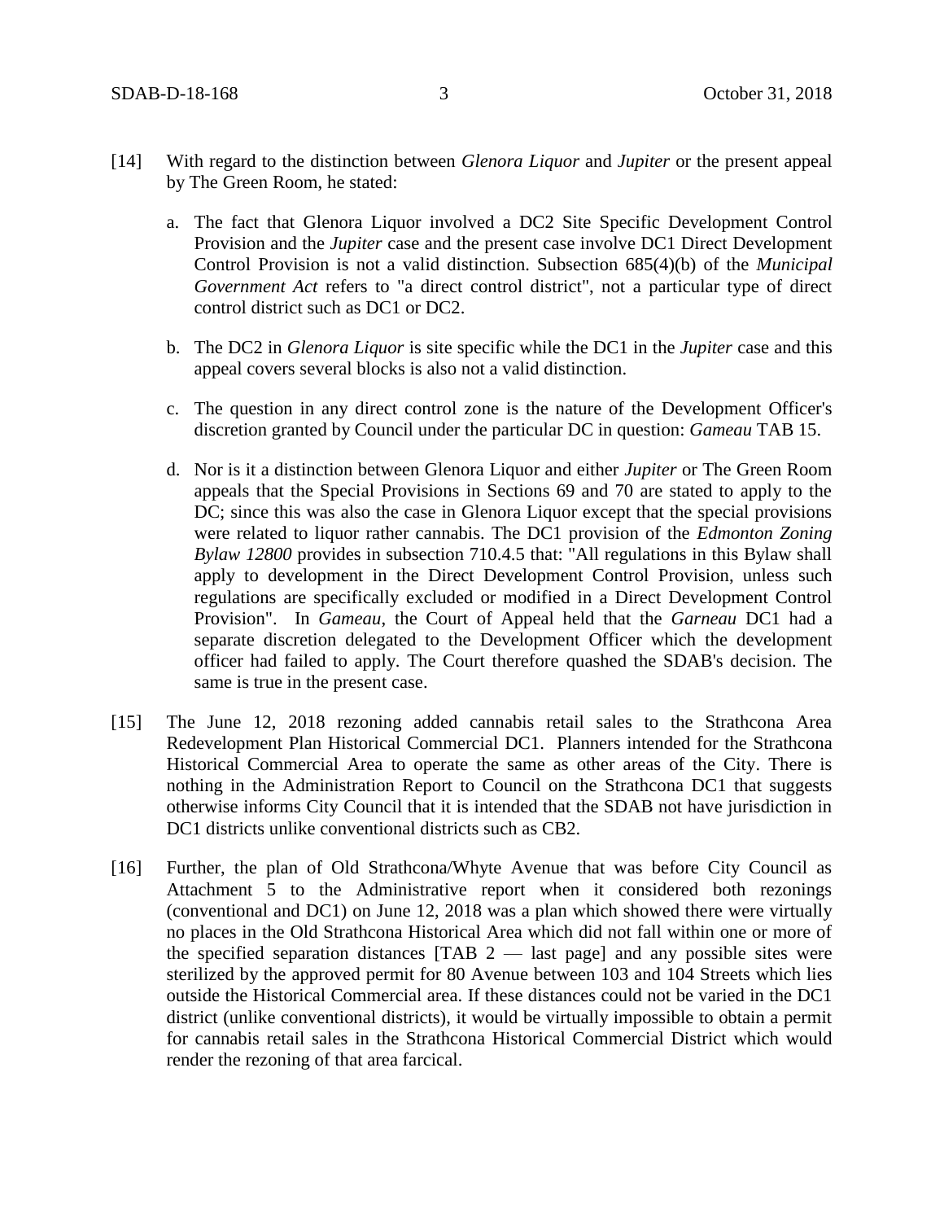[14] With regard to the distinction between *Glenora Liquor* and *Jupiter* or the present appeal by The Green Room, he stated:

a. The fact that Glenora Liquor involved a DC2 Site Specific Development Control Provision and the *Jupiter* case and the present case involve DC1 Direct Development Control Provision is not a valid distinction. Subsection 685(4)(b) of the *Municipal Government Act* refers to "a direct control district", not a particular type of direct control district such as DC1 or DC2.

b. The DC2 in *Glenora Liquor* is site specific while the DC1 in the *Jupiter* case and this appeal covers several blocks is also not a valid distinction.

c. The question in any direct control zone is the nature of the Development Officer's discretion granted by Council under the particular DC in question: *Gameau* TAB 15.

d. Nor is it a distinction between Glenora Liquor and either *Jupiter* or The Green Room appeals that the Special Provisions in Sections 69 and 70 are stated to apply to the DC; since this was also the case in Glenora Liquor except that the special provisions were related to liquor rather cannabis. The DC1 provision of the *Edmonton Zoning Bylaw 12800* provides in subsection 710.4.5 that: "All regulations in this Bylaw shall apply to development in the Direct Development Control Provision, unless such regulations are specifically excluded or modified in a Direct Development Control Provision". In *Gameau*, the Court of Appeal held that the *Garneau* DC1 had a separate discretion delegated to the Development Officer which the development officer had failed to apply. The Court therefore quashed the SDAB's decision. The same is true in the present case.

[15] The June 12, 2018 rezoning added cannabis retail sales to the Strathcona Area Redevelopment Plan Historical Commercial DC1. Planners intended for the Strathcona Historical Commercial Area to operate the same as other areas of the City. There is nothing in the Administration Report to Council on the Strathcona DC1 that suggests otherwise informs City Council that it is intended that the SDAB not have jurisdiction in DC1 districts unlike conventional districts such as CB2.

[16] Further, the plan of Old Strathcona/Whyte Avenue that was before City Council as Attachment 5 to the Administrative report when it considered both rezonings (conventional and DC1) on June 12, 2018 was a plan which showed there were virtually no places in the Old Strathcona Historical Area which did not fall within one or more of the specified separation distances [TAB 2 — last page] and any possible sites were sterilized by the approved permit for 80 Avenue between 103 and 104 Streets which lies outside the Historical Commercial area. If these distances could not be varied in the DC1 district (unlike conventional districts), it would be virtually impossible to obtain a permit for cannabis retail sales in the Strathcona Historical Commercial District which would render the rezoning of that area farcical.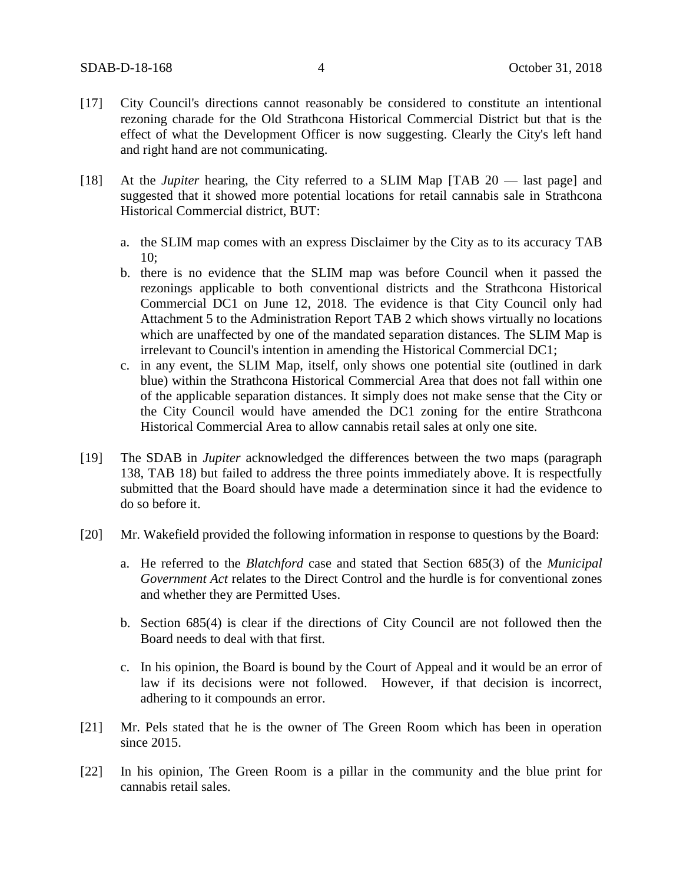[17] City Council's directions cannot reasonably be considered to constitute an intentional rezoning charade for the Old Strathcona Historical Commercial District but that is the effect of what the Development Officer is now suggesting. Clearly the City's left hand and right hand are not communicating.

[18] At the *Jupiter* hearing, the City referred to a SLIM Map [TAB 20 — last page] and suggested that it showed more potential locations for retail cannabis sale in Strathcona Historical Commercial district, BUT:

a. the SLIM map comes with an express Disclaimer by the City as to its accuracy TAB 10;

b. there is no evidence that the SLIM map was before Council when it passed the rezonings applicable to both conventional districts and the Strathcona Historical Commercial DC1 on June 12, 2018. The evidence is that City Council only had Attachment 5 to the Administration Report TAB 2 which shows virtually no locations which are unaffected by one of the mandated separation distances. The SLIM Map is irrelevant to Council's intention in amending the Historical Commercial DC1;

c. in any event, the SLIM Map, itself, only shows one potential site (outlined in dark blue) within the Strathcona Historical Commercial Area that does not fall within one of the applicable separation distances. It simply does not make sense that the City or the City Council would have amended the DC1 zoning for the entire Strathcona Historical Commercial Area to allow cannabis retail sales at only one site.

[19] The SDAB in *Jupiter* acknowledged the differences between the two maps (paragraph 138, TAB 18) but failed to address the three points immediately above. It is respectfully submitted that the Board should have made a determination since it had the evidence to do so before it.

[20] Mr. Wakefield provided the following information in response to questions by the Board:

a. He referred to the *Blatchford* case and stated that Section 685(3) of the *Municipal Government Act* relates to the Direct Control and the hurdle is for conventional zones and whether they are Permitted Uses.

b. Section 685(4) is clear if the directions of City Council are not followed then the Board needs to deal with that first.

c. In his opinion, the Board is bound by the Court of Appeal and it would be an error of law if its decisions were not followed. However, if that decision is incorrect, adhering to it compounds an error.

[21] Mr. Pels stated that he is the owner of The Green Room which has been in operation since 2015.

[22] In his opinion, The Green Room is a pillar in the community and the blue print for cannabis retail sales.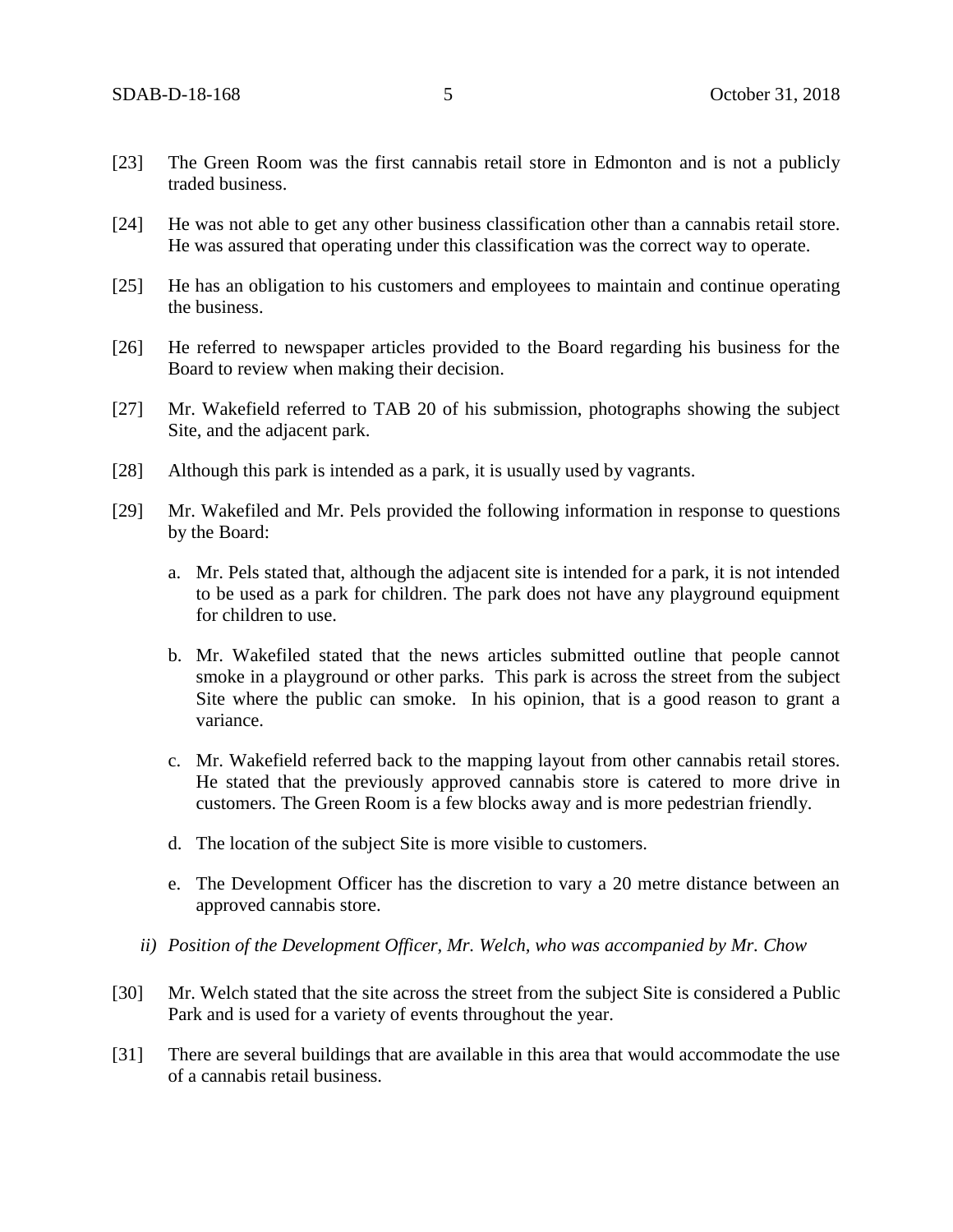[23] The Green Room was the first cannabis retail store in Edmonton and is not a publicly traded business.

[24] He was not able to get any other business classification other than a cannabis retail store. He was assured that operating under this classification was the correct way to operate.

[25] He has an obligation to his customers and employees to maintain and continue operating the business.

[26] He referred to newspaper articles provided to the Board regarding his business for the Board to review when making their decision.

[27] Mr. Wakefield referred to TAB 20 of his submission, photographs showing the subject Site, and the adjacent park.

[28] Although this park is intended as a park, it is usually used by vagrants.

[29] Mr. Wakefiled and Mr. Pels provided the following information in response to questions by the Board:

a. Mr. Pels stated that, although the adjacent site is intended for a park, it is not intended to be used as a park for children. The park does not have any playground equipment for children to use.

b. Mr. Wakefiled stated that the news articles submitted outline that people cannot smoke in a playground or other parks. This park is across the street from the subject Site where the public can smoke. In his opinion, that is a good reason to grant a variance.

c. Mr. Wakefield referred back to the mapping layout from other cannabis retail stores. He stated that the previously approved cannabis store is catered to more drive in customers. The Green Room is a few blocks away and is more pedestrian friendly.

d. The location of the subject Site is more visible to customers.

e. The Development Officer has the discretion to vary a 20 metre distance between an approved cannabis store.

*ii) Position of the Development Officer, Mr. Welch, who was accompanied by Mr. Chow*

[30] Mr. Welch stated that the site across the street from the subject Site is considered a Public Park and is used for a variety of events throughout the year.

[31] There are several buildings that are available in this area that would accommodate the use of a cannabis retail business.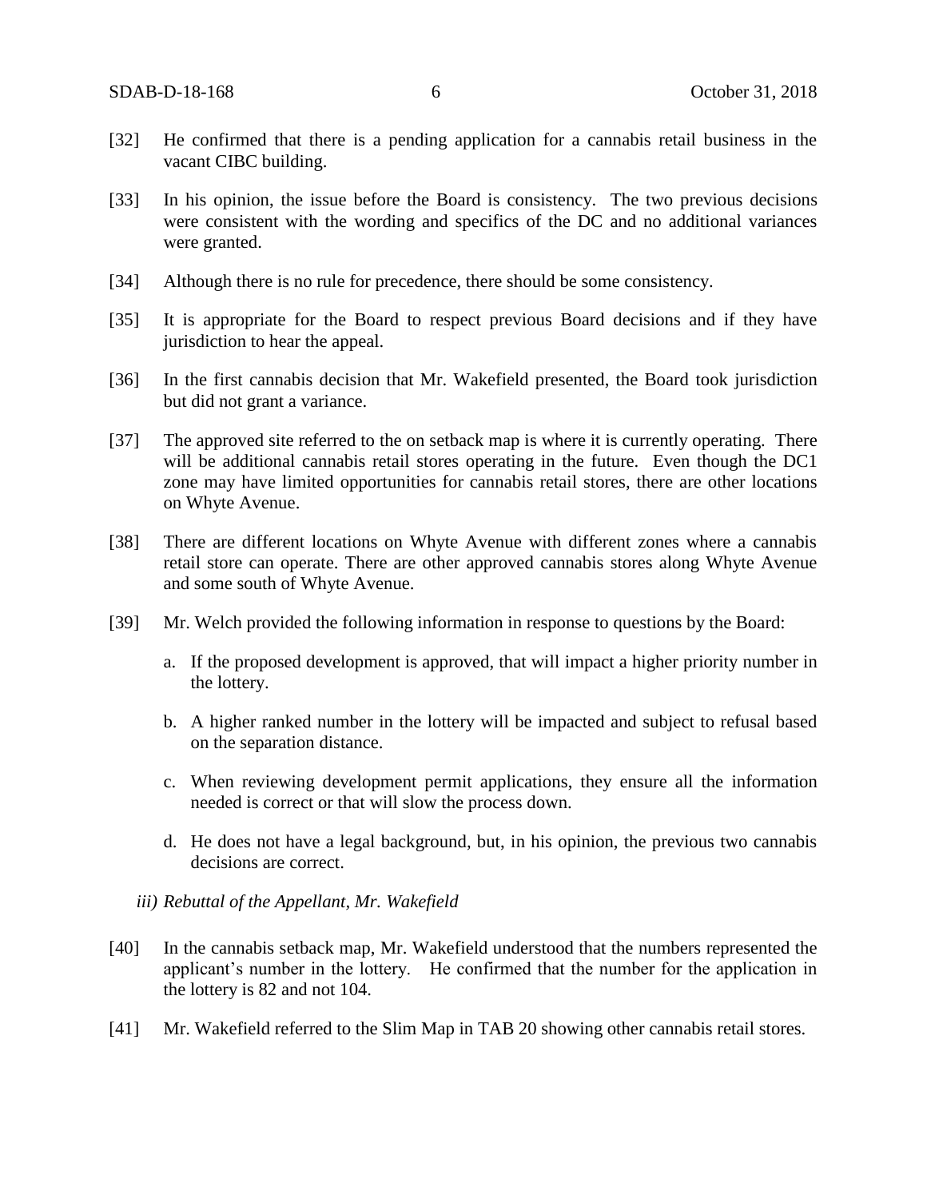[32] He confirmed that there is a pending application for a cannabis retail business in the vacant CIBC building.

[33] In his opinion, the issue before the Board is consistency. The two previous decisions were consistent with the wording and specifics of the DC and no additional variances were granted.

[34] Although there is no rule for precedence, there should be some consistency.

[35] It is appropriate for the Board to respect previous Board decisions and if they have jurisdiction to hear the appeal.

[36] In the first cannabis decision that Mr. Wakefield presented, the Board took jurisdiction but did not grant a variance.

[37] The approved site referred to the on setback map is where it is currently operating. There will be additional cannabis retail stores operating in the future. Even though the DC1 zone may have limited opportunities for cannabis retail stores, there are other locations on Whyte Avenue.

[38] There are different locations on Whyte Avenue with different zones where a cannabis retail store can operate. There are other approved cannabis stores along Whyte Avenue and some south of Whyte Avenue.

[39] Mr. Welch provided the following information in response to questions by the Board:

a. If the proposed development is approved, that will impact a higher priority number in the lottery.

b. A higher ranked number in the lottery will be impacted and subject to refusal based on the separation distance.

c. When reviewing development permit applications, they ensure all the information needed is correct or that will slow the process down.

d. He does not have a legal background, but, in his opinion, the previous two cannabis decisions are correct.

*iii) Rebuttal of the Appellant, Mr. Wakefield*

[40] In the cannabis setback map, Mr. Wakefield understood that the numbers represented the applicant's number in the lottery. He confirmed that the number for the application in the lottery is 82 and not 104.

[41] Mr. Wakefield referred to the Slim Map in TAB 20 showing other cannabis retail stores.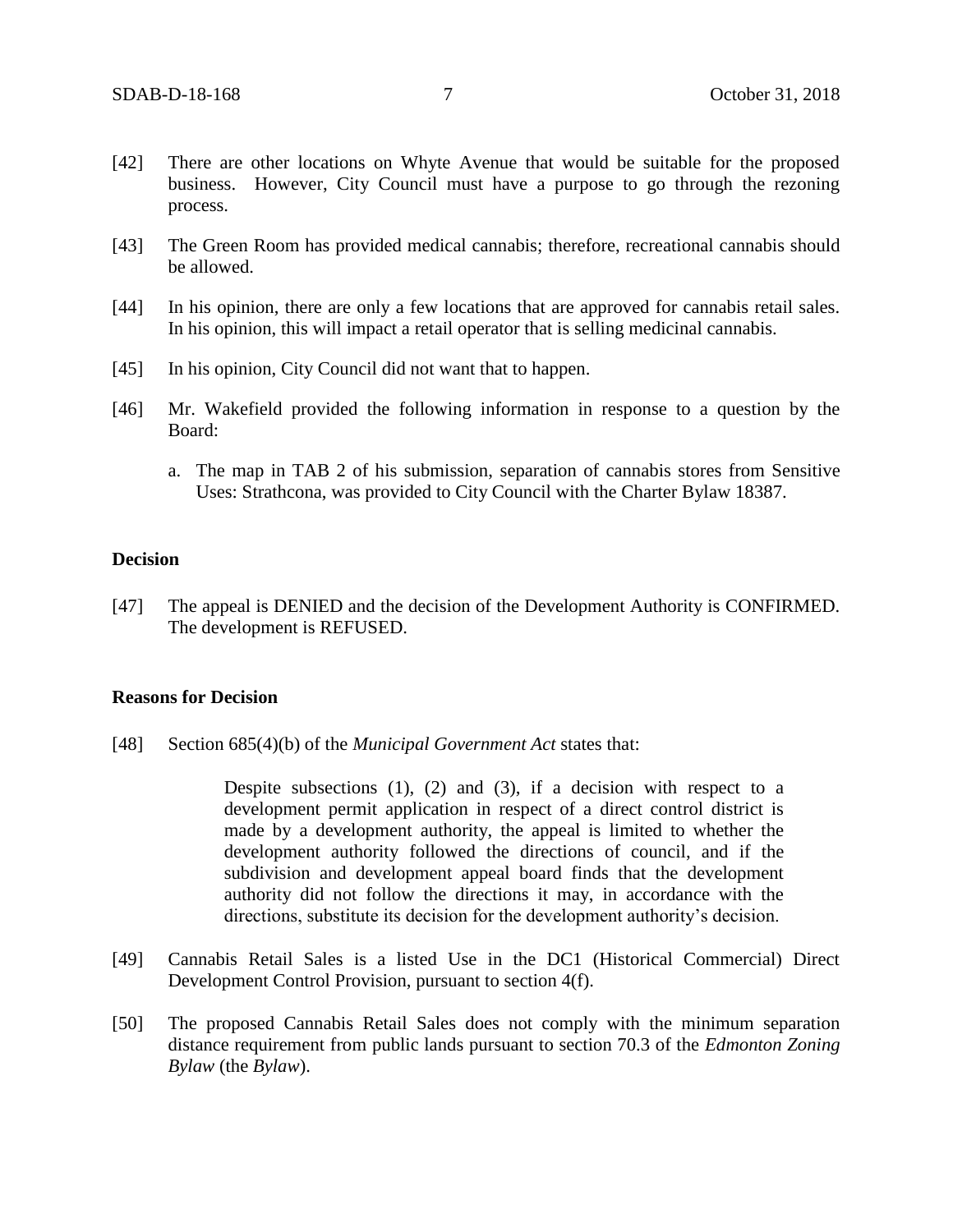[42] There are other locations on Whyte Avenue that would be suitable for the proposed business. However, City Council must have a purpose to go through the rezoning process.

[43] The Green Room has provided medical cannabis; therefore, recreational cannabis should be allowed.

[44] In his opinion, there are only a few locations that are approved for cannabis retail sales. In his opinion, this will impact a retail operator that is selling medicinal cannabis.

[45] In his opinion, City Council did not want that to happen.

[46] Mr. Wakefield provided the following information in response to a question by the Board:

a. The map in TAB 2 of his submission, separation of cannabis stores from Sensitive Uses: Strathcona, was provided to City Council with the Charter Bylaw 18387.

### Decision

[47] The appeal is DENIED and the decision of the Development Authority is CONFIRMED. The development is REFUSED.

### Reasons for Decision

[48] Section 685(4)(b) of the *Municipal Government Act* states that:

> Despite subsections (1), (2) and (3), if a decision with respect to a development permit application in respect of a direct control district is made by a development authority, the appeal is limited to whether the development authority followed the directions of council, and if the subdivision and development appeal board finds that the development authority did not follow the directions it may, in accordance with the directions, substitute its decision for the development authority's decision.

[49] Cannabis Retail Sales is a listed Use in the DC1 (Historical Commercial) Direct Development Control Provision, pursuant to section 4(f).

[50] The proposed Cannabis Retail Sales does not comply with the minimum separation distance requirement from public lands pursuant to section 70.3 of the *Edmonton Zoning Bylaw* (the *Bylaw*).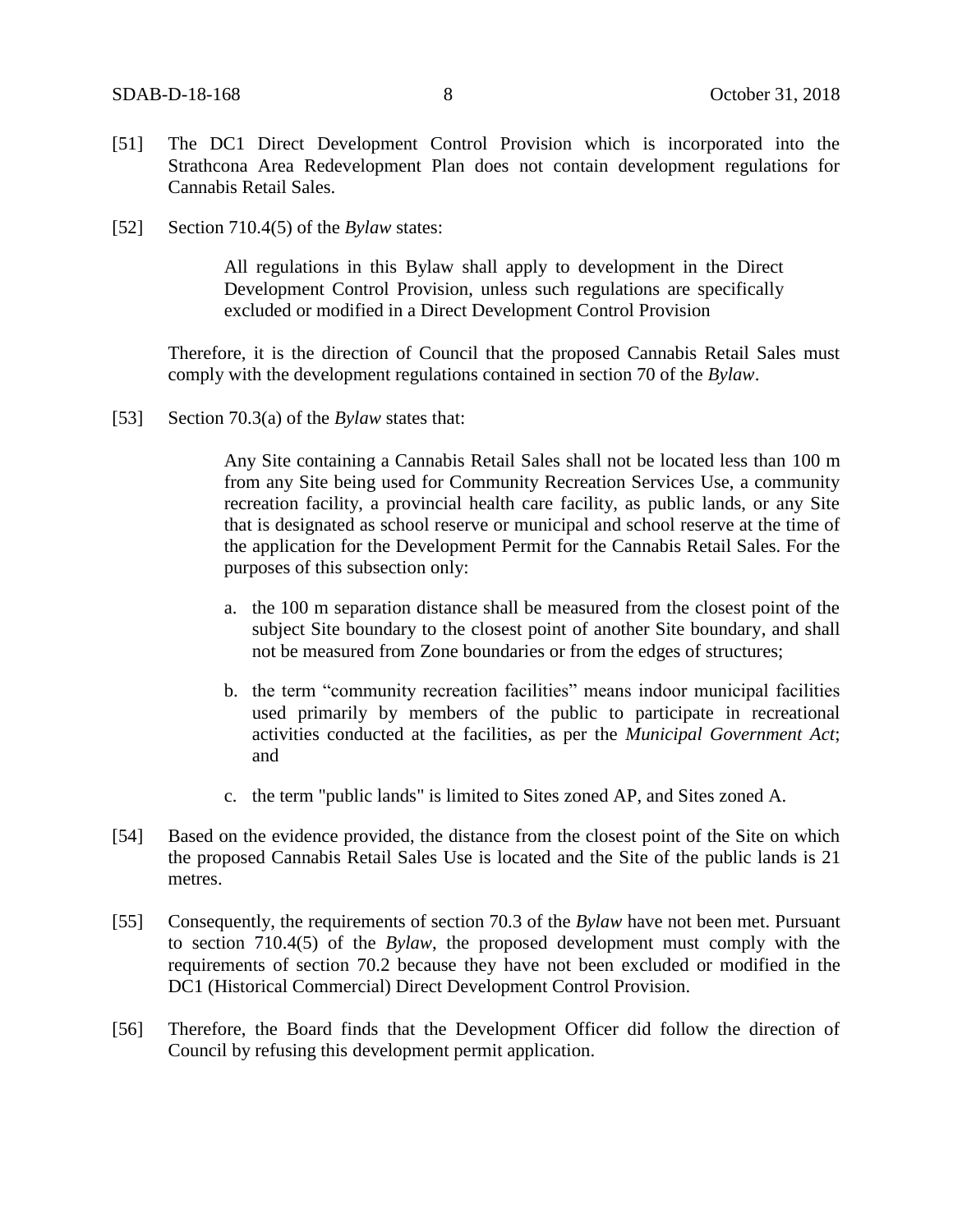[51] The DC1 Direct Development Control Provision which is incorporated into the Strathcona Area Redevelopment Plan does not contain development regulations for Cannabis Retail Sales.

[52] Section 710.4(5) of the *Bylaw* states:

> All regulations in this Bylaw shall apply to development in the Direct Development Control Provision, unless such regulations are specifically excluded or modified in a Direct Development Control Provision

Therefore, it is the direction of Council that the proposed Cannabis Retail Sales must comply with the development regulations contained in section 70 of the *Bylaw*.

[53] Section 70.3(a) of the *Bylaw* states that:

> Any Site containing a Cannabis Retail Sales shall not be located less than 100 m from any Site being used for Community Recreation Services Use, a community recreation facility, a provincial health care facility, as public lands, or any Site that is designated as school reserve or municipal and school reserve at the time of the application for the Development Permit for the Cannabis Retail Sales. For the purposes of this subsection only:
>
> a. the 100 m separation distance shall be measured from the closest point of the subject Site boundary to the closest point of another Site boundary, and shall not be measured from Zone boundaries or from the edges of structures;
>
> b. the term "community recreation facilities" means indoor municipal facilities used primarily by members of the public to participate in recreational activities conducted at the facilities, as per the *Municipal Government Act*; and
>
> c. the term "public lands" is limited to Sites zoned AP, and Sites zoned A.

[54] Based on the evidence provided, the distance from the closest point of the Site on which the proposed Cannabis Retail Sales Use is located and the Site of the public lands is 21 metres.

[55] Consequently, the requirements of section 70.3 of the *Bylaw* have not been met. Pursuant to section 710.4(5) of the *Bylaw*, the proposed development must comply with the requirements of section 70.2 because they have not been excluded or modified in the DC1 (Historical Commercial) Direct Development Control Provision.

[56] Therefore, the Board finds that the Development Officer did follow the direction of Council by refusing this development permit application.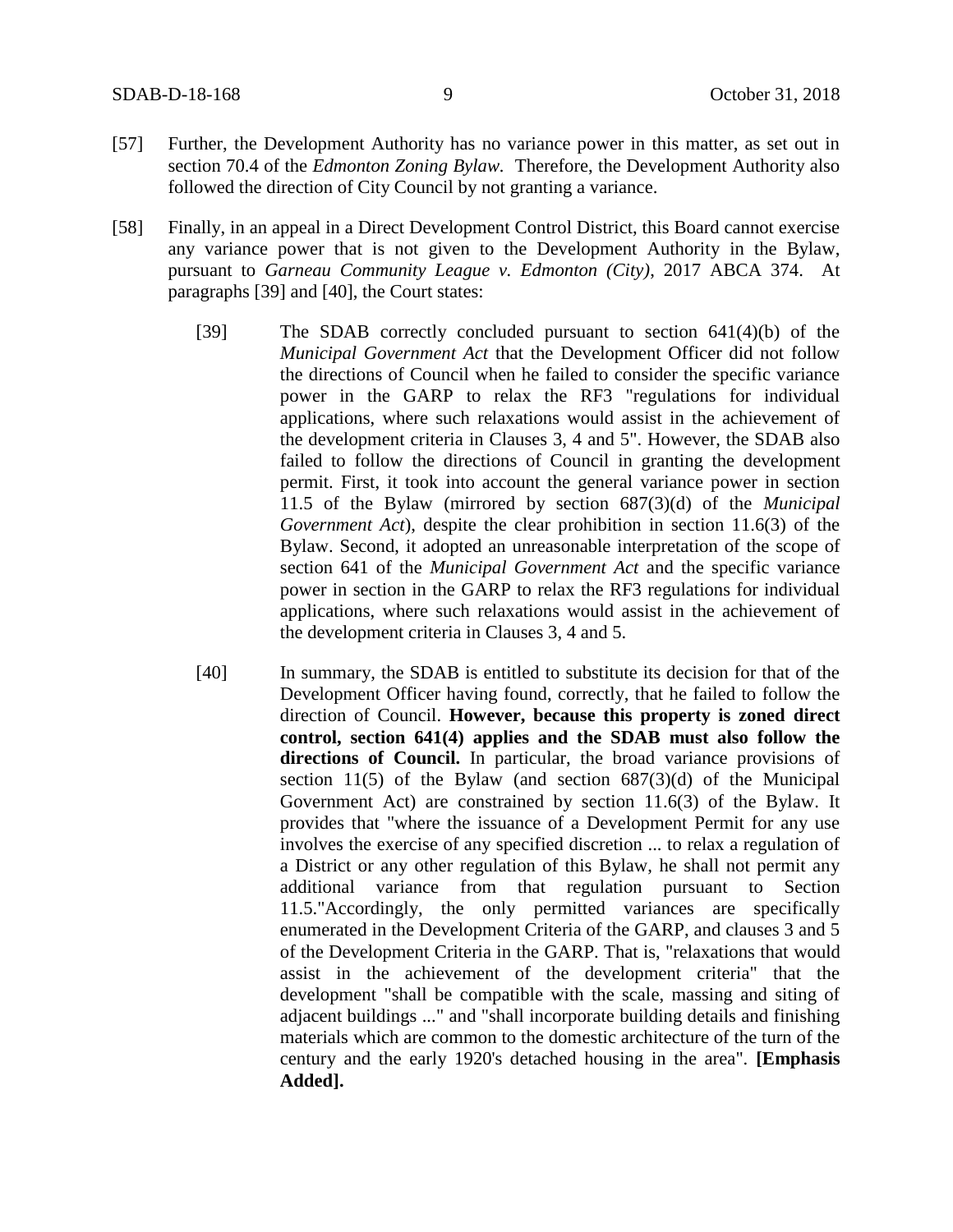[57] Further, the Development Authority has no variance power in this matter, as set out in section 70.4 of the *Edmonton Zoning Bylaw.* Therefore, the Development Authority also followed the direction of City Council by not granting a variance.

[58] Finally, in an appeal in a Direct Development Control District, this Board cannot exercise any variance power that is not given to the Development Authority in the Bylaw, pursuant to *Garneau Community League v. Edmonton (City)*, 2017 ABCA 374. At paragraphs [39] and [40], the Court states:

> [39] The SDAB correctly concluded pursuant to section 641(4)(b) of the *Municipal Government Act* that the Development Officer did not follow the directions of Council when he failed to consider the specific variance power in the GARP to relax the RF3 "regulations for individual applications, where such relaxations would assist in the achievement of the development criteria in Clauses 3, 4 and 5". However, the SDAB also failed to follow the directions of Council in granting the development permit. First, it took into account the general variance power in section 11.5 of the Bylaw (mirrored by section 687(3)(d) of the *Municipal Government Act*), despite the clear prohibition in section 11.6(3) of the Bylaw. Second, it adopted an unreasonable interpretation of the scope of section 641 of the *Municipal Government Act* and the specific variance power in section in the GARP to relax the RF3 regulations for individual applications, where such relaxations would assist in the achievement of the development criteria in Clauses 3, 4 and 5.
>
> [40] In summary, the SDAB is entitled to substitute its decision for that of the Development Officer having found, correctly, that he failed to follow the direction of Council. **However, because this property is zoned direct control, section 641(4) applies and the SDAB must also follow the directions of Council.** In particular, the broad variance provisions of section 11(5) of the Bylaw (and section 687(3)(d) of the Municipal Government Act) are constrained by section 11.6(3) of the Bylaw. It provides that "where the issuance of a Development Permit for any use involves the exercise of any specified discretion ... to relax a regulation of a District or any other regulation of this Bylaw, he shall not permit any additional variance from that regulation pursuant to Section 11.5."Accordingly, the only permitted variances are specifically enumerated in the Development Criteria of the GARP, and clauses 3 and 5 of the Development Criteria in the GARP. That is, "relaxations that would assist in the achievement of the development criteria" that the development "shall be compatible with the scale, massing and siting of adjacent buildings ..." and "shall incorporate building details and finishing materials which are common to the domestic architecture of the turn of the century and the early 1920's detached housing in the area". **[Emphasis Added].**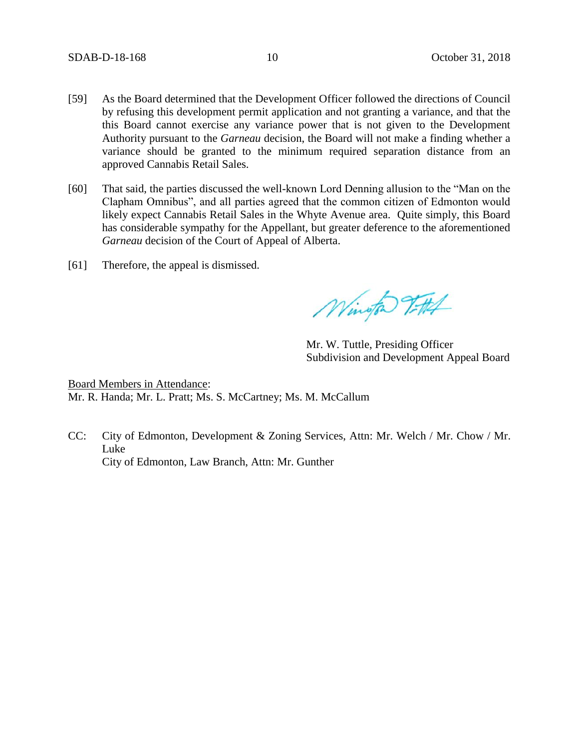[59] As the Board determined that the Development Officer followed the directions of Council by refusing this development permit application and not granting a variance, and that the this Board cannot exercise any variance power that is not given to the Development Authority pursuant to the *Garneau* decision, the Board will not make a finding whether a variance should be granted to the minimum required separation distance from an approved Cannabis Retail Sales.

[60] That said, the parties discussed the well-known Lord Denning allusion to the "Man on the Clapham Omnibus", and all parties agreed that the common citizen of Edmonton would likely expect Cannabis Retail Sales in the Whyte Avenue area. Quite simply, this Board has considerable sympathy for the Appellant, but greater deference to the aforementioned *Garneau* decision of the Court of Appeal of Alberta.

[61] Therefore, the appeal is dismissed.

Mr. W. Tuttle, Presiding Officer
Subdivision and Development Appeal Board

Board Members in Attendance:
Mr. R. Handa; Mr. L. Pratt; Ms. S. McCartney; Ms. M. McCallum

CC: City of Edmonton, Development & Zoning Services, Attn: Mr. Welch / Mr. Chow / Mr. Luke
City of Edmonton, Law Branch, Attn: Mr. Gunther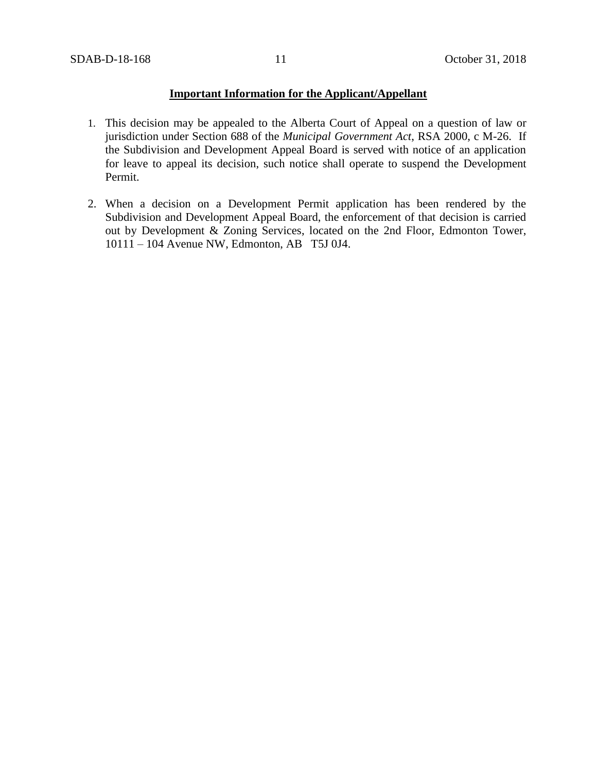**Important Information for the Applicant/Appellant**

1. This decision may be appealed to the Alberta Court of Appeal on a question of law or jurisdiction under Section 688 of the *Municipal Government Act*, RSA 2000, c M-26. If the Subdivision and Development Appeal Board is served with notice of an application for leave to appeal its decision, such notice shall operate to suspend the Development Permit.

2. When a decision on a Development Permit application has been rendered by the Subdivision and Development Appeal Board, the enforcement of that decision is carried out by Development & Zoning Services, located on the 2nd Floor, Edmonton Tower, 10111 – 104 Avenue NW, Edmonton, AB T5J 0J4.